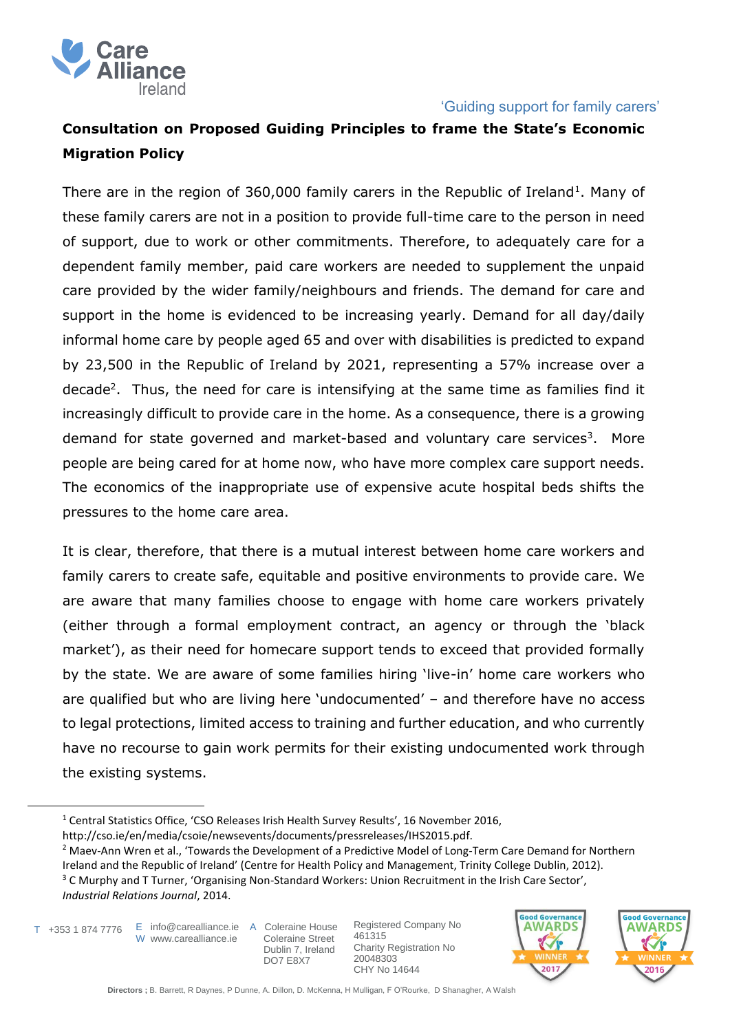'Guiding support for family carers'

**Consultation on Proposed Guiding Principles to frame the State's Economic Migration Policy**

There are in the region of 360,000 family carers in the Republic of Ireland[1]. Many of these family carers are not in a position to provide full-time care to the person in need of support, due to work or other commitments. Therefore, to adequately care for a dependent family member, paid care workers are needed to supplement the unpaid care provided by the wider family/neighbours and friends. The demand for care and support in the home is evidenced to be increasing yearly. Demand for all day/daily informal home care by people aged 65 and over with disabilities is predicted to expand by 23,500 in the Republic of Ireland by 2021, representing a 57% increase over a decade[2]. Thus, the need for care is intensifying at the same time as families find it increasingly difficult to provide care in the home. As a consequence, there is a growing demand for state governed and market-based and voluntary care services[3]. More people are being cared for at home now, who have more complex care support needs. The economics of the inappropriate use of expensive acute hospital beds shifts the pressures to the home care area.

It is clear, therefore, that there is a mutual interest between home care workers and family carers to create safe, equitable and positive environments to provide care. We are aware that many families choose to engage with home care workers privately (either through a formal employment contract, an agency or through the 'black market'), as their need for homecare support tends to exceed that provided formally by the state. We are aware of some families hiring 'live-in' home care workers who are qualified but who are living here 'undocumented' – and therefore have no access to legal protections, limited access to training and further education, and who currently have no recourse to gain work permits for their existing undocumented work through the existing systems.

---

[1] Central Statistics Office, 'CSO Releases Irish Health Survey Results', 16 November 2016, http://cso.ie/en/media/csoie/newsevents/documents/pressreleases/IHS2015.pdf.

[2] Maev-Ann Wren et al., 'Towards the Development of a Predictive Model of Long-Term Care Demand for Northern Ireland and the Republic of Ireland' (Centre for Health Policy and Management, Trinity College Dublin, 2012).

[3] C Murphy and T Turner, 'Organising Non-Standard Workers: Union Recruitment in the Irish Care Sector', *Industrial Relations Journal*, 2014.

T +353 1 874 7776 E info@carealliance.ie W www.carealliance.ie A Coleraine House Coleraine Street Dublin 7, Ireland DO7 E8X7 Registered Company No 461315 Charity Registration No 20048303 CHY No 14644

**Directors ;** B. Barrett, R Daynes, P Dunne, A. Dillon, D. McKenna, H Mulligan, F O'Rourke, D Shanagher, A Walsh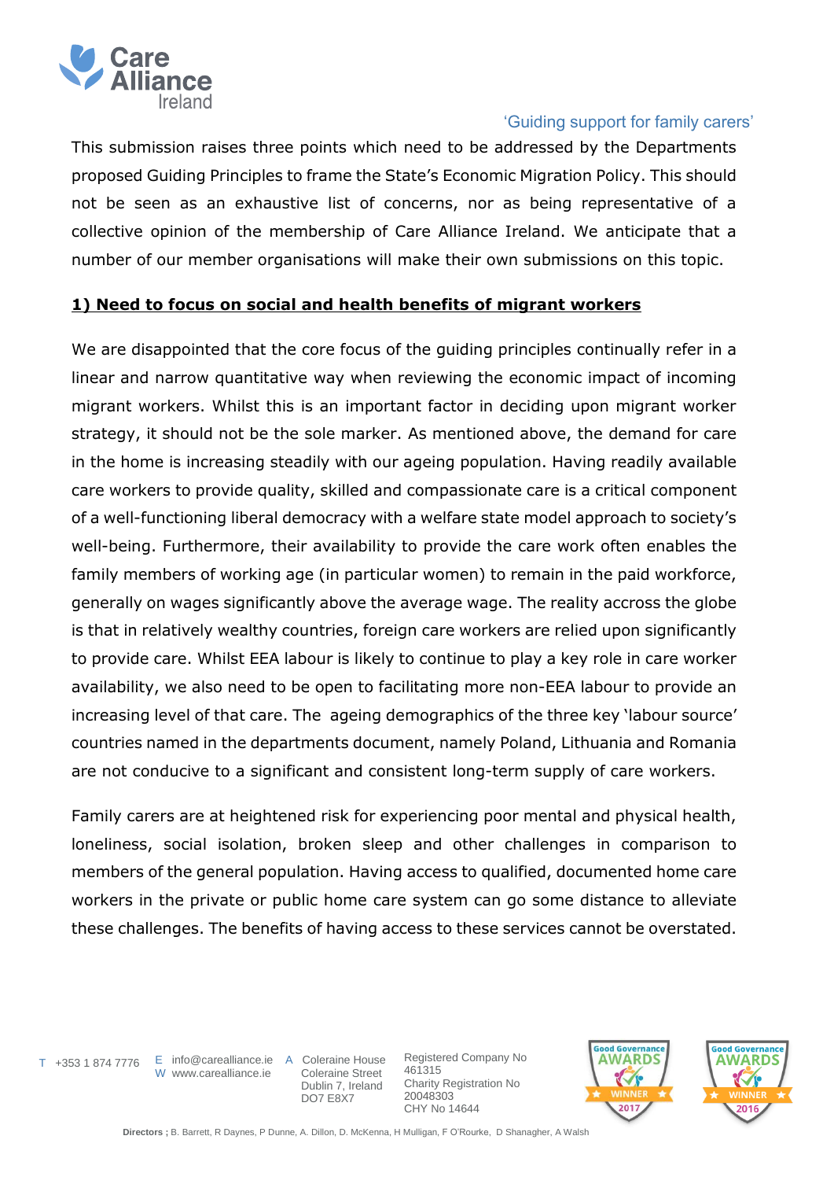This submission raises three points which need to be addressed by the Departments proposed Guiding Principles to frame the State's Economic Migration Policy. This should not be seen as an exhaustive list of concerns, nor as being representative of a collective opinion of the membership of Care Alliance Ireland. We anticipate that a number of our member organisations will make their own submissions on this topic.

**1) Need to focus on social and health benefits of migrant workers**

We are disappointed that the core focus of the guiding principles continually refer in a linear and narrow quantitative way when reviewing the economic impact of incoming migrant workers. Whilst this is an important factor in deciding upon migrant worker strategy, it should not be the sole marker. As mentioned above, the demand for care in the home is increasing steadily with our ageing population. Having readily available care workers to provide quality, skilled and compassionate care is a critical component of a well-functioning liberal democracy with a welfare state model approach to society's well-being. Furthermore, their availability to provide the care work often enables the family members of working age (in particular women) to remain in the paid workforce, generally on wages significantly above the average wage. The reality accross the globe is that in relatively wealthy countries, foreign care workers are relied upon significantly to provide care. Whilst EEA labour is likely to continue to play a key role in care worker availability, we also need to be open to facilitating more non-EEA labour to provide an increasing level of that care. The ageing demographics of the three key 'labour source' countries named in the departments document, namely Poland, Lithuania and Romania are not conducive to a significant and consistent long-term supply of care workers.

Family carers are at heightened risk for experiencing poor mental and physical health, loneliness, social isolation, broken sleep and other challenges in comparison to members of the general population. Having access to qualified, documented home care workers in the private or public home care system can go some distance to alleviate these challenges. The benefits of having access to these services cannot be overstated.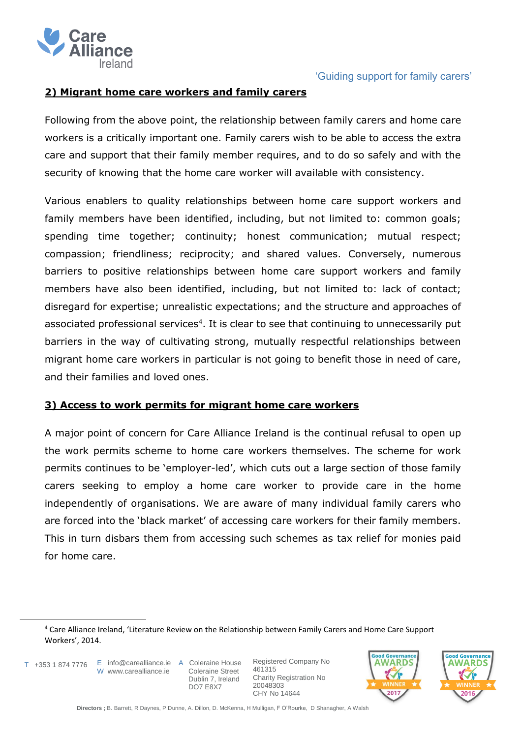## 2) Migrant home care workers and family carers

Following from the above point, the relationship between family carers and home care workers is a critically important one. Family carers wish to be able to access the extra care and support that their family member requires, and to do so safely and with the security of knowing that the home care worker will available with consistency.

Various enablers to quality relationships between home care support workers and family members have been identified, including, but not limited to: common goals; spending time together; continuity; honest communication; mutual respect; compassion; friendliness; reciprocity; and shared values. Conversely, numerous barriers to positive relationships between home care support workers and family members have also been identified, including, but not limited to: lack of contact; disregard for expertise; unrealistic expectations; and the structure and approaches of associated professional services[4]. It is clear to see that continuing to unnecessarily put barriers in the way of cultivating strong, mutually respectful relationships between migrant home care workers in particular is not going to benefit those in need of care, and their families and loved ones.

## 3) Access to work permits for migrant home care workers

A major point of concern for Care Alliance Ireland is the continual refusal to open up the work permits scheme to home care workers themselves. The scheme for work permits continues to be 'employer-led', which cuts out a large section of those family carers seeking to employ a home care worker to provide care in the home independently of organisations. We are aware of many individual family carers who are forced into the 'black market' of accessing care workers for their family members. This in turn disbars them from accessing such schemes as tax relief for monies paid for home care.

[4] Care Alliance Ireland, 'Literature Review on the Relationship between Family Carers and Home Care Support Workers', 2014.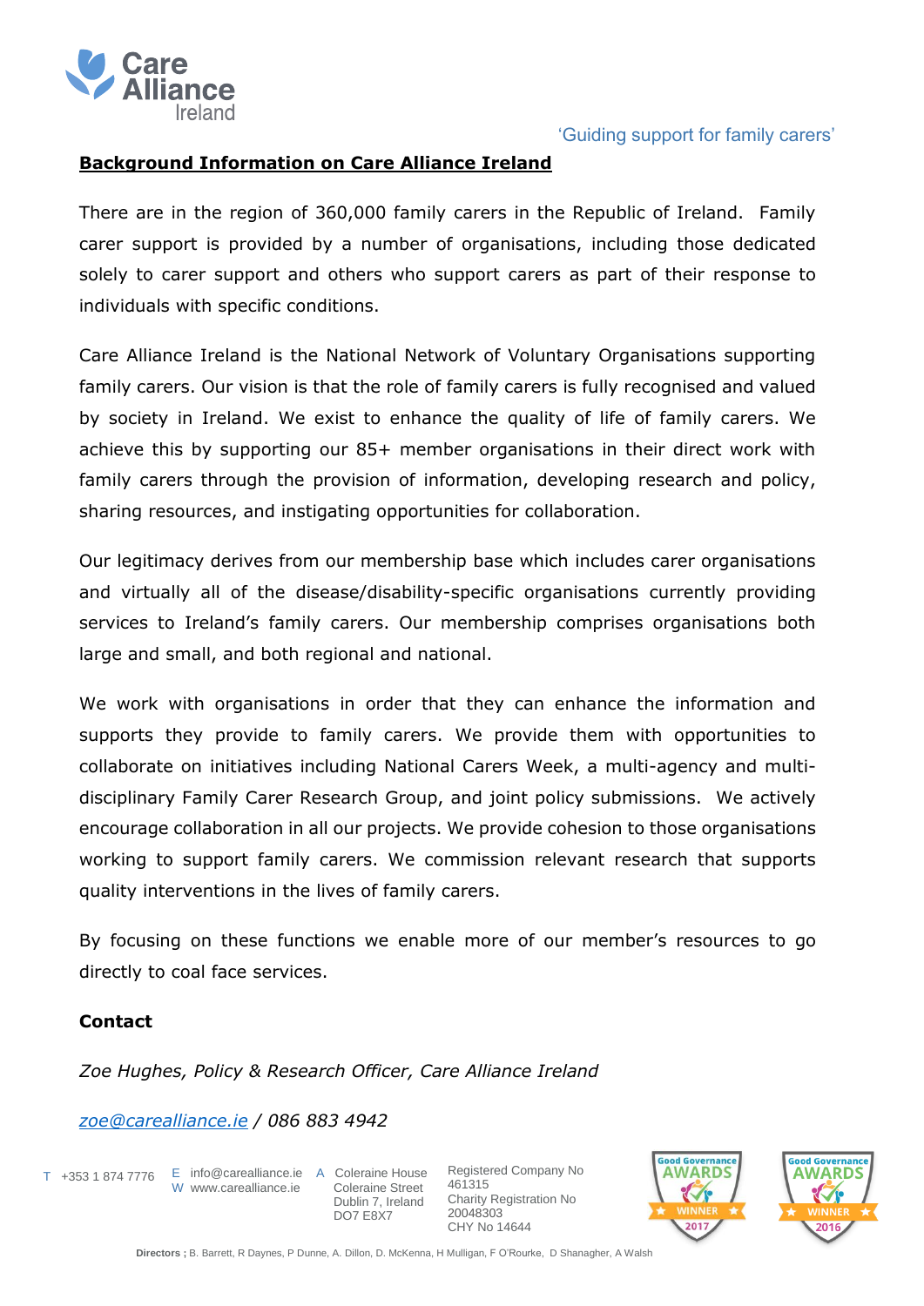Care Alliance Ireland

'Guiding support for family carers'

## Background Information on Care Alliance Ireland

There are in the region of 360,000 family carers in the Republic of Ireland. Family carer support is provided by a number of organisations, including those dedicated solely to carer support and others who support carers as part of their response to individuals with specific conditions.

Care Alliance Ireland is the National Network of Voluntary Organisations supporting family carers. Our vision is that the role of family carers is fully recognised and valued by society in Ireland. We exist to enhance the quality of life of family carers. We achieve this by supporting our 85+ member organisations in their direct work with family carers through the provision of information, developing research and policy, sharing resources, and instigating opportunities for collaboration.

Our legitimacy derives from our membership base which includes carer organisations and virtually all of the disease/disability-specific organisations currently providing services to Ireland's family carers. Our membership comprises organisations both large and small, and both regional and national.

We work with organisations in order that they can enhance the information and supports they provide to family carers. We provide them with opportunities to collaborate on initiatives including National Carers Week, a multi-agency and multi-disciplinary Family Carer Research Group, and joint policy submissions. We actively encourage collaboration in all our projects. We provide cohesion to those organisations working to support family carers. We commission relevant research that supports quality interventions in the lives of family carers.

By focusing on these functions we enable more of our member's resources to go directly to coal face services.

**Contact**

*Zoe Hughes, Policy & Research Officer, Care Alliance Ireland*

*zoe@carealliance.ie / 086 883 4942*

T +353 1 874 7776 E info@carealliance.ie W www.carealliance.ie A Coleraine House Coleraine Street Dublin 7, Ireland DO7 E8X7

Registered Company No 461315 Charity Registration No 20048303 CHY No 14644

Good Governance Awards Winner 2017 | Good Governance Awards Winner 2016

**Directors ;** B. Barrett, R Daynes, P Dunne, A. Dillon, D. McKenna, H Mulligan, F O'Rourke, D Shanagher, A Walsh